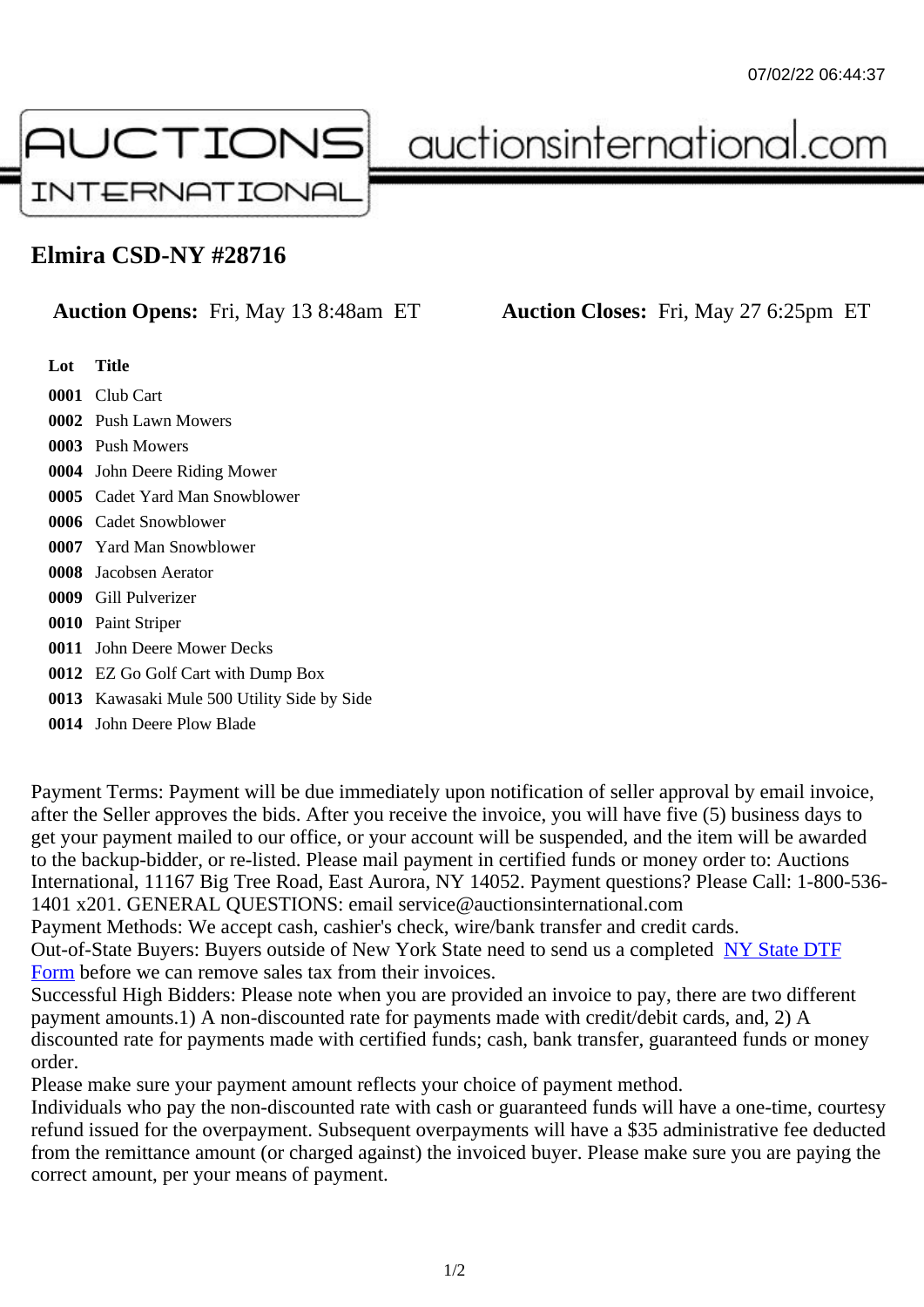# Elmira CSD-NY #28716

**Auction Opens:** Fri, May 13 8:48am ET **Auction Closes:** Fri, May 27 6:25pm ET

| Lot | Title |
|---|---|
| 0001 | Club Cart |
| 0002 | Push Lawn Mowers |
| 0003 | Push Mowers |
| 0004 | John Deere Riding Mower |
| 0005 | Cadet Yard Man Snowblower |
| 0006 | Cadet Snowblower |
| 0007 | Yard Man Snowblower |
| 0008 | Jacobsen Aerator |
| 0009 | Gill Pulverizer |
| 0010 | Paint Striper |
| 0011 | John Deere Mower Decks |
| 0012 | EZ Go Golf Cart with Dump Box |
| 0013 | Kawasaki Mule 500 Utility Side by Side |
| 0014 | John Deere Plow Blade |

Payment Terms: Payment will be due immediately upon notification of seller approval by email invoice, after the Seller approves the bids. After you receive the invoice, you will have five (5) business days to get your payment mailed to our office, or your account will be suspended, and the item will be awarded to the backup-bidder, or re-listed. Please mail payment in certified funds or money order to: Auctions International, 11167 Big Tree Road, East Aurora, NY 14052. Payment questions? Please Call: 1-800-536-1401 x201. GENERAL QUESTIONS: email service@auctionsinternational.com
Payment Methods: We accept cash, cashier's check, wire/bank transfer and credit cards.
Out-of-State Buyers: Buyers outside of New York State need to send us a completed NY State DTF Form before we can remove sales tax from their invoices.
Successful High Bidders: Please note when you are provided an invoice to pay, there are two different payment amounts.1) A non-discounted rate for payments made with credit/debit cards, and, 2) A discounted rate for payments made with certified funds; cash, bank transfer, guaranteed funds or money order.
Please make sure your payment amount reflects your choice of payment method.
Individuals who pay the non-discounted rate with cash or guaranteed funds will have a one-time, courtesy refund issued for the overpayment. Subsequent overpayments will have a $35 administrative fee deducted from the remittance amount (or charged against) the invoiced buyer. Please make sure you are paying the correct amount, per your means of payment.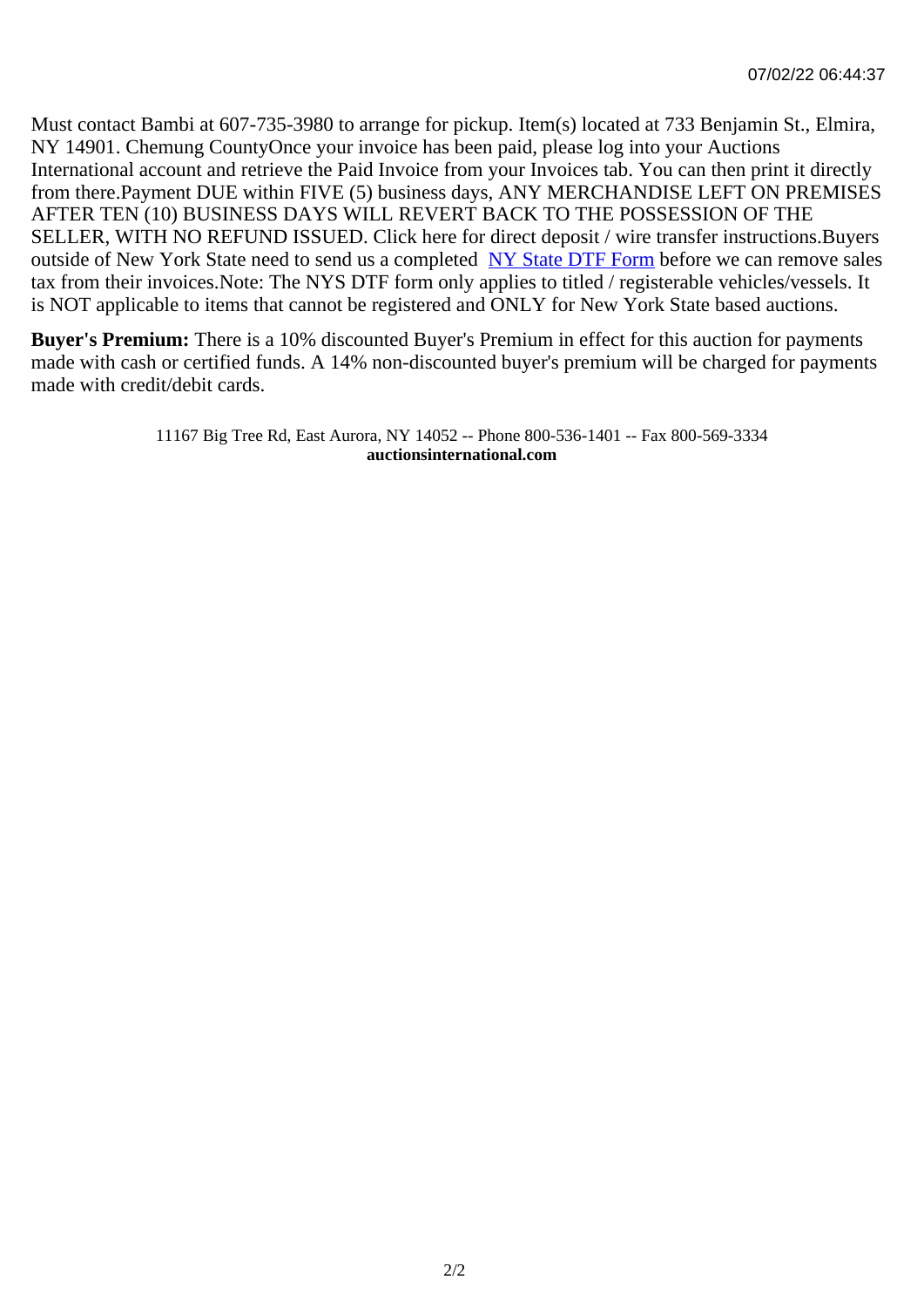Must contact Bambi at 607-735-3980 to arrange for pickup. Item(s) located at 733 Benjamin St., Elmira, NY 14901. Chemung CountyOnce your invoice has been paid, please log into your Auctions International account and retrieve the Paid Invoice from your Invoices tab. You can then print it directly from there.Payment DUE within FIVE (5) business days, ANY MERCHANDISE LEFT ON PREMISES AFTER TEN (10) BUSINESS DAYS WILL REVERT BACK TO THE POSSESSION OF THE SELLER, WITH NO REFUND ISSUED. Click here for direct deposit / wire transfer instructions.Buyers outside of New York State need to send us a completed [NY State DTF Form] before we can remove sales tax from their invoices.Note: The NYS DTF form only applies to titled / registerable vehicles/vessels. It is NOT applicable to items that cannot be registered and ONLY for New York State based auctions.

**Buyer's Premium:** There is a 10% discounted Buyer's Premium in effect for this auction for payments made with cash or certified funds. A 14% non-discounted buyer's premium will be charged for payments made with credit/debit cards.

11167 Big Tree Rd, East Aurora, NY 14052 -- Phone 800-536-1401 -- Fax 800-569-3334
**auctionsinternational.com**